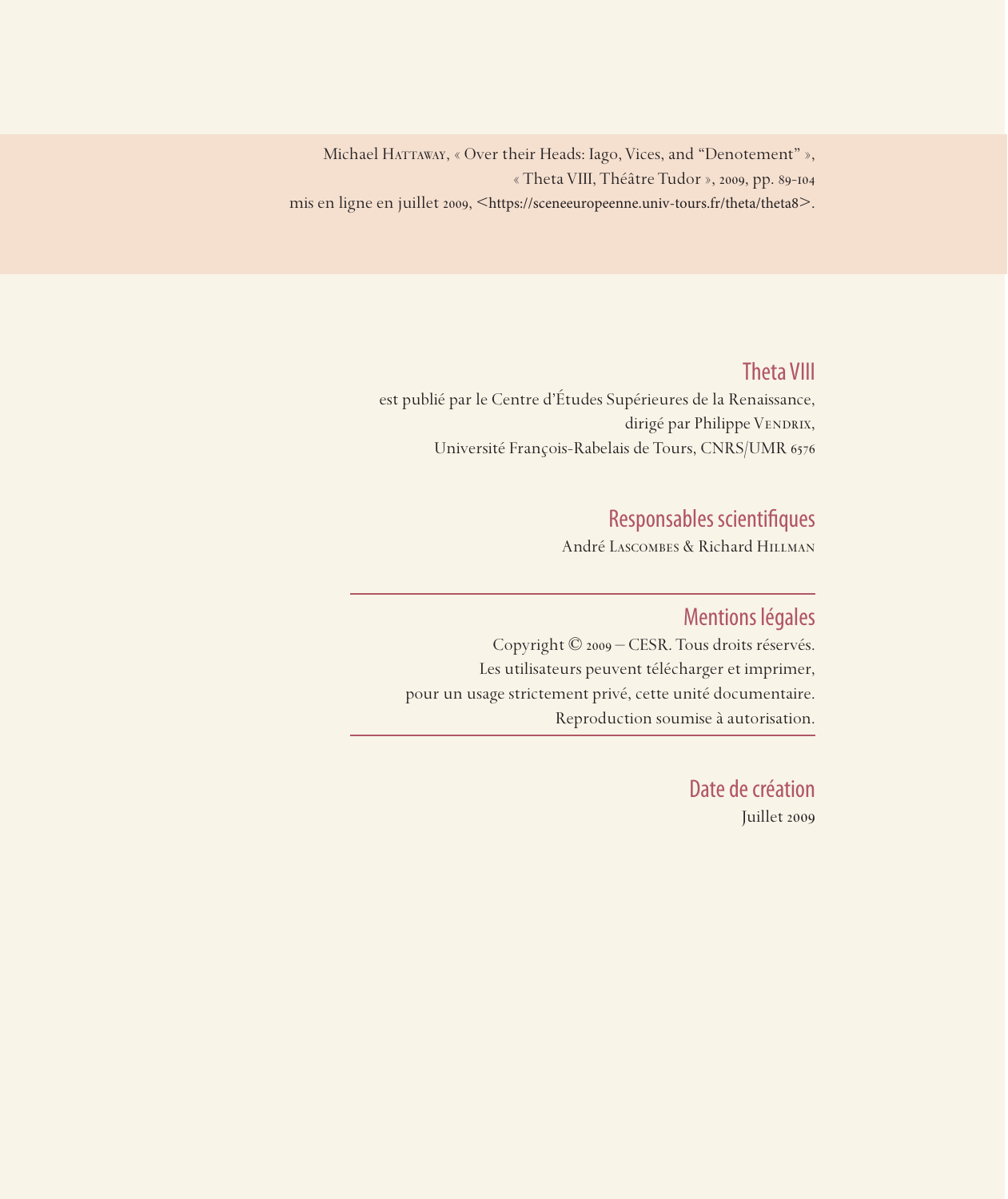Michael HATTAWAY, « Over their Heads: Iago, Vices, and "Denotement" »,
« Theta VIII, Théâtre Tudor », 2009, pp. 89-104
mis en ligne en juillet 2009, <https://sceneeuropeenne.univ-tours.fr/theta/theta8>.

## Theta VIII

est publié par le Centre d'Études Supérieures de la Renaissance,
dirigé par Philippe VENDRIX,
Université François-Rabelais de Tours, CNRS/UMR 6576

## Responsables scientifiques

André LASCOMBES & Richard HILLMAN

## Mentions légales

Copyright © 2009 – CESR. Tous droits réservés.
Les utilisateurs peuvent télécharger et imprimer,
pour un usage strictement privé, cette unité documentaire.
Reproduction soumise à autorisation.

## Date de création

Juillet 2009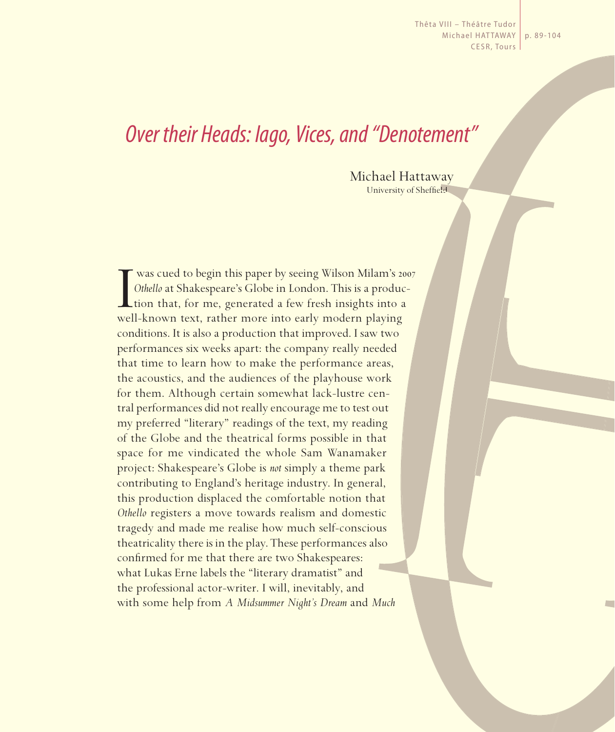# *Over their Heads: Iago, Vices, and "Denotement"*

Michael Hattaway
University of Sheffield

I was cued to begin this paper by seeing Wilson Milam's 2007 *Othello* at Shakespeare's Globe in London. This is a production that, for me, generated a few fresh insights into a well-known text, rather more into early modern playing conditions. It is also a production that improved. I saw two performances six weeks apart: the company really needed that time to learn how to make the performance areas, the acoustics, and the audiences of the playhouse work for them. Although certain somewhat lack-lustre central performances did not really encourage me to test out my preferred "literary" readings of the text, my reading of the Globe and the theatrical forms possible in that space for me vindicated the whole Sam Wanamaker project: Shakespeare's Globe is *not* simply a theme park contributing to England's heritage industry. In general, this production displaced the comfortable notion that *Othello* registers a move towards realism and domestic tragedy and made me realise how much self-conscious theatricality there is in the play. These performances also confirmed for me that there are two Shakespeares: what Lukas Erne labels the "literary dramatist" and the professional actor-writer. I will, inevitably, and with some help from *A Midsummer Night's Dream* and *Much*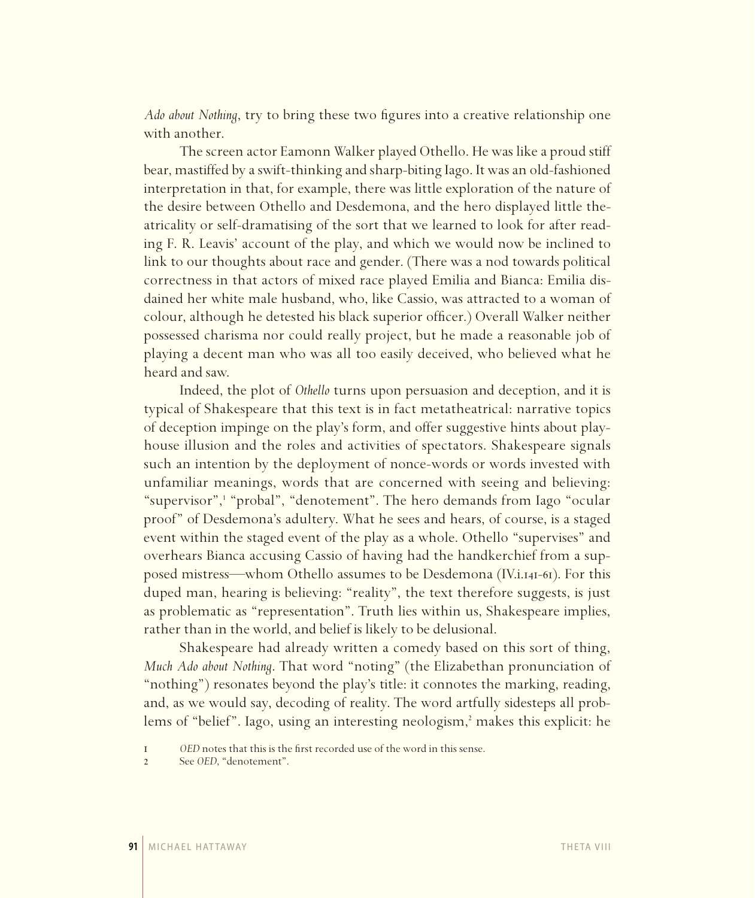*Ado about Nothing*, try to bring these two figures into a creative relationship one with another.

The screen actor Eamonn Walker played Othello. He was like a proud stiff bear, mastiffed by a swift-thinking and sharp-biting Iago. It was an old-fashioned interpretation in that, for example, there was little exploration of the nature of the desire between Othello and Desdemona, and the hero displayed little theatricality or self-dramatising of the sort that we learned to look for after reading F. R. Leavis' account of the play, and which we would now be inclined to link to our thoughts about race and gender. (There was a nod towards political correctness in that actors of mixed race played Emilia and Bianca: Emilia disdained her white male husband, who, like Cassio, was attracted to a woman of colour, although he detested his black superior officer.) Overall Walker neither possessed charisma nor could really project, but he made a reasonable job of playing a decent man who was all too easily deceived, who believed what he heard and saw.

Indeed, the plot of *Othello* turns upon persuasion and deception, and it is typical of Shakespeare that this text is in fact metatheatrical: narrative topics of deception impinge on the play's form, and offer suggestive hints about playhouse illusion and the roles and activities of spectators. Shakespeare signals such an intention by the deployment of nonce-words or words invested with unfamiliar meanings, words that are concerned with seeing and believing: "supervisor",[1] "probal", "denotement". The hero demands from Iago "ocular proof" of Desdemona's adultery. What he sees and hears, of course, is a staged event within the staged event of the play as a whole. Othello "supervises" and overhears Bianca accusing Cassio of having had the handkerchief from a supposed mistress—whom Othello assumes to be Desdemona (IV.i.141-61). For this duped man, hearing is believing: "reality", the text therefore suggests, is just as problematic as "representation". Truth lies within us, Shakespeare implies, rather than in the world, and belief is likely to be delusional.

Shakespeare had already written a comedy based on this sort of thing, *Much Ado about Nothing*. That word "noting" (the Elizabethan pronunciation of "nothing") resonates beyond the play's title: it connotes the marking, reading, and, as we would say, decoding of reality. The word artfully sidesteps all problems of "belief". Iago, using an interesting neologism,[2] makes this explicit: he

1 *OED* notes that this is the first recorded use of the word in this sense.

2 See *OED*, "denotement".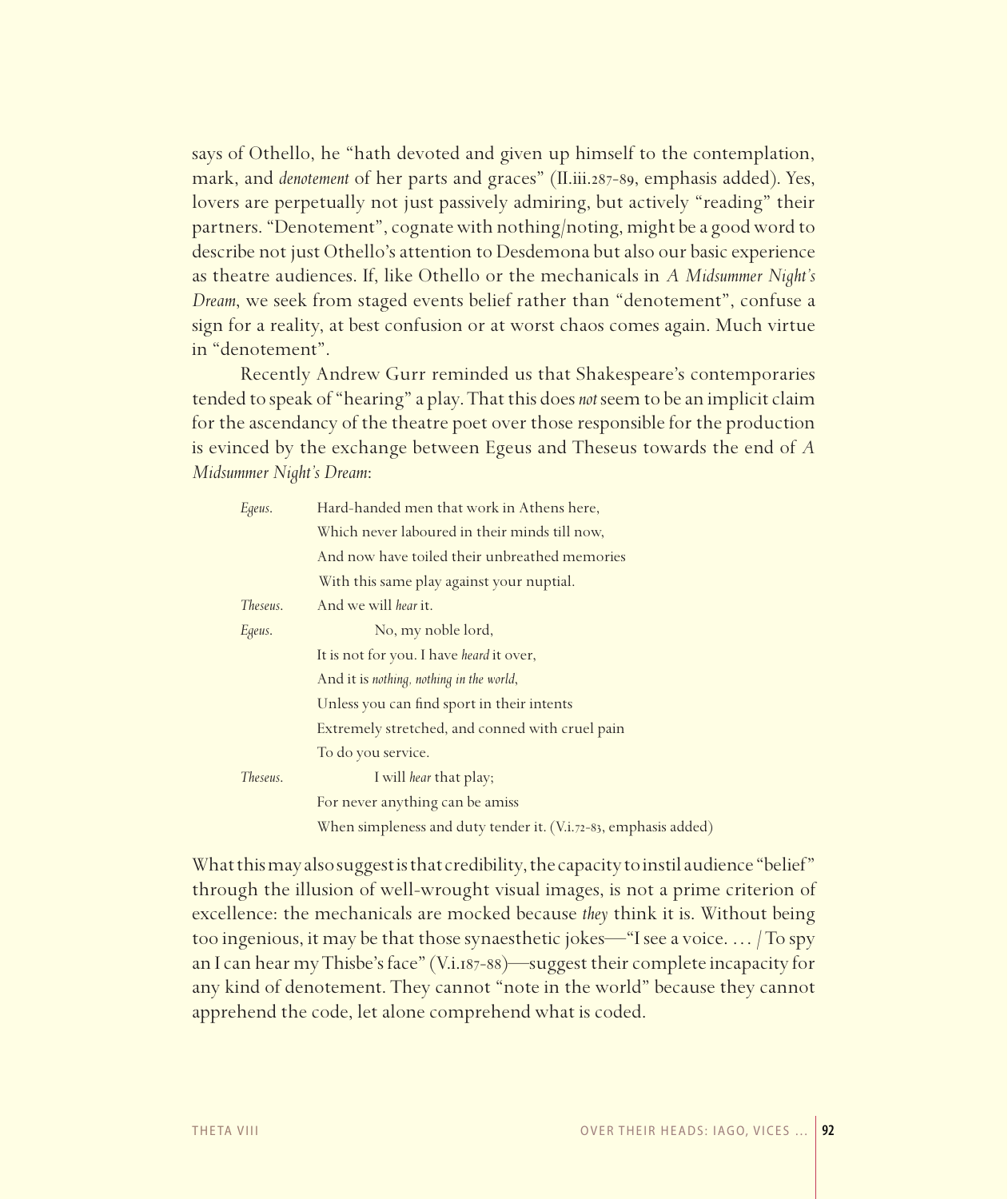says of Othello, he "hath devoted and given up himself to the contemplation, mark, and *denotement* of her parts and graces" (II.iii.287-89, emphasis added). Yes, lovers are perpetually not just passively admiring, but actively "reading" their partners. "Denotement", cognate with nothing/noting, might be a good word to describe not just Othello's attention to Desdemona but also our basic experience as theatre audiences. If, like Othello or the mechanicals in *A Midsummer Night's Dream*, we seek from staged events belief rather than "denotement", confuse a sign for a reality, at best confusion or at worst chaos comes again. Much virtue in "denotement".

Recently Andrew Gurr reminded us that Shakespeare's contemporaries tended to speak of "hearing" a play. That this does *not* seem to be an implicit claim for the ascendancy of the theatre poet over those responsible for the production is evinced by the exchange between Egeus and Theseus towards the end of *A Midsummer Night's Dream*:

> *Egeus.* Hard-handed men that work in Athens here,
> Which never laboured in their minds till now,
> And now have toiled their unbreathed memories
> With this same play against your nuptial.
>
> *Theseus.* And we will *hear* it.
>
> *Egeus.* No, my noble lord,
> It is not for you. I have *heard* it over,
> And it is *nothing, nothing in the world*,
> Unless you can find sport in their intents
> Extremely stretched, and conned with cruel pain
> To do you service.
>
> *Theseus.* I will *hear* that play;
> For never anything can be amiss
> When simpleness and duty tender it. (V.i.72-83, emphasis added)

What this may also suggest is that credibility, the capacity to instil audience "belief" through the illusion of well-wrought visual images, is not a prime criterion of excellence: the mechanicals are mocked because *they* think it is. Without being too ingenious, it may be that those synaesthetic jokes—"I see a voice. … / To spy an I can hear my Thisbe's face" (V.i.187-88)—suggest their complete incapacity for any kind of denotement. They cannot "note in the world" because they cannot apprehend the code, let alone comprehend what is coded.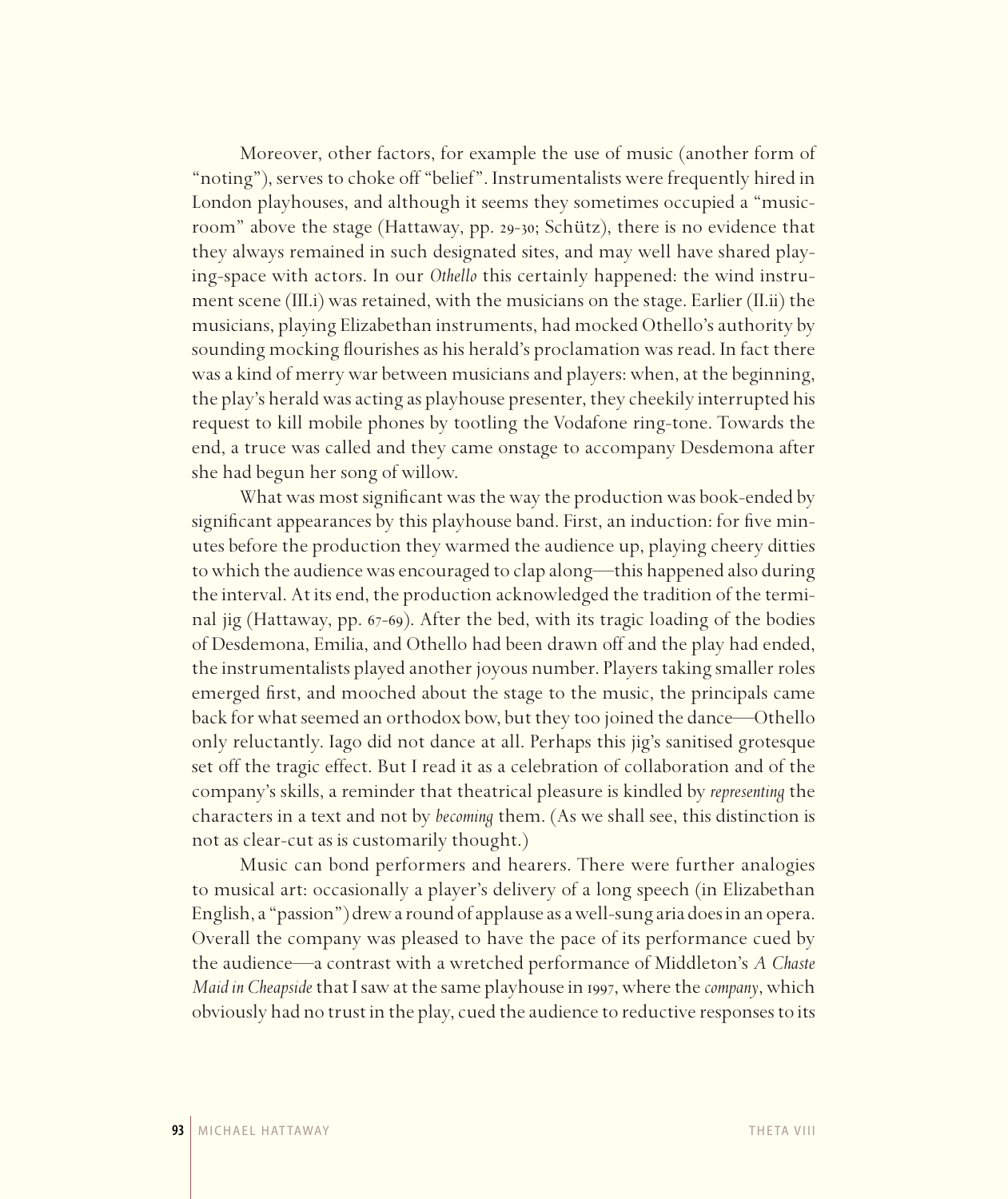Moreover, other factors, for example the use of music (another form of "noting"), serves to choke off "belief". Instrumentalists were frequently hired in London playhouses, and although it seems they sometimes occupied a "music-room" above the stage (Hattaway, pp. 29-30; Schütz), there is no evidence that they always remained in such designated sites, and may well have shared playing-space with actors. In our *Othello* this certainly happened: the wind instrument scene (III.i) was retained, with the musicians on the stage. Earlier (II.ii) the musicians, playing Elizabethan instruments, had mocked Othello's authority by sounding mocking flourishes as his herald's proclamation was read. In fact there was a kind of merry war between musicians and players: when, at the beginning, the play's herald was acting as playhouse presenter, they cheekily interrupted his request to kill mobile phones by tootling the Vodafone ring-tone. Towards the end, a truce was called and they came onstage to accompany Desdemona after she had begun her song of willow.

What was most significant was the way the production was book-ended by significant appearances by this playhouse band. First, an induction: for five minutes before the production they warmed the audience up, playing cheery ditties to which the audience was encouraged to clap along—this happened also during the interval. At its end, the production acknowledged the tradition of the terminal jig (Hattaway, pp. 67-69). After the bed, with its tragic loading of the bodies of Desdemona, Emilia, and Othello had been drawn off and the play had ended, the instrumentalists played another joyous number. Players taking smaller roles emerged first, and mooched about the stage to the music, the principals came back for what seemed an orthodox bow, but they too joined the dance—Othello only reluctantly. Iago did not dance at all. Perhaps this jig's sanitised grotesque set off the tragic effect. But I read it as a celebration of collaboration and of the company's skills, a reminder that theatrical pleasure is kindled by *representing* the characters in a text and not by *becoming* them. (As we shall see, this distinction is not as clear-cut as is customarily thought.)

Music can bond performers and hearers. There were further analogies to musical art: occasionally a player's delivery of a long speech (in Elizabethan English, a "passion") drew a round of applause as a well-sung aria does in an opera. Overall the company was pleased to have the pace of its performance cued by the audience—a contrast with a wretched performance of Middleton's *A Chaste Maid in Cheapside* that I saw at the same playhouse in 1997, where the *company*, which obviously had no trust in the play, cued the audience to reductive responses to its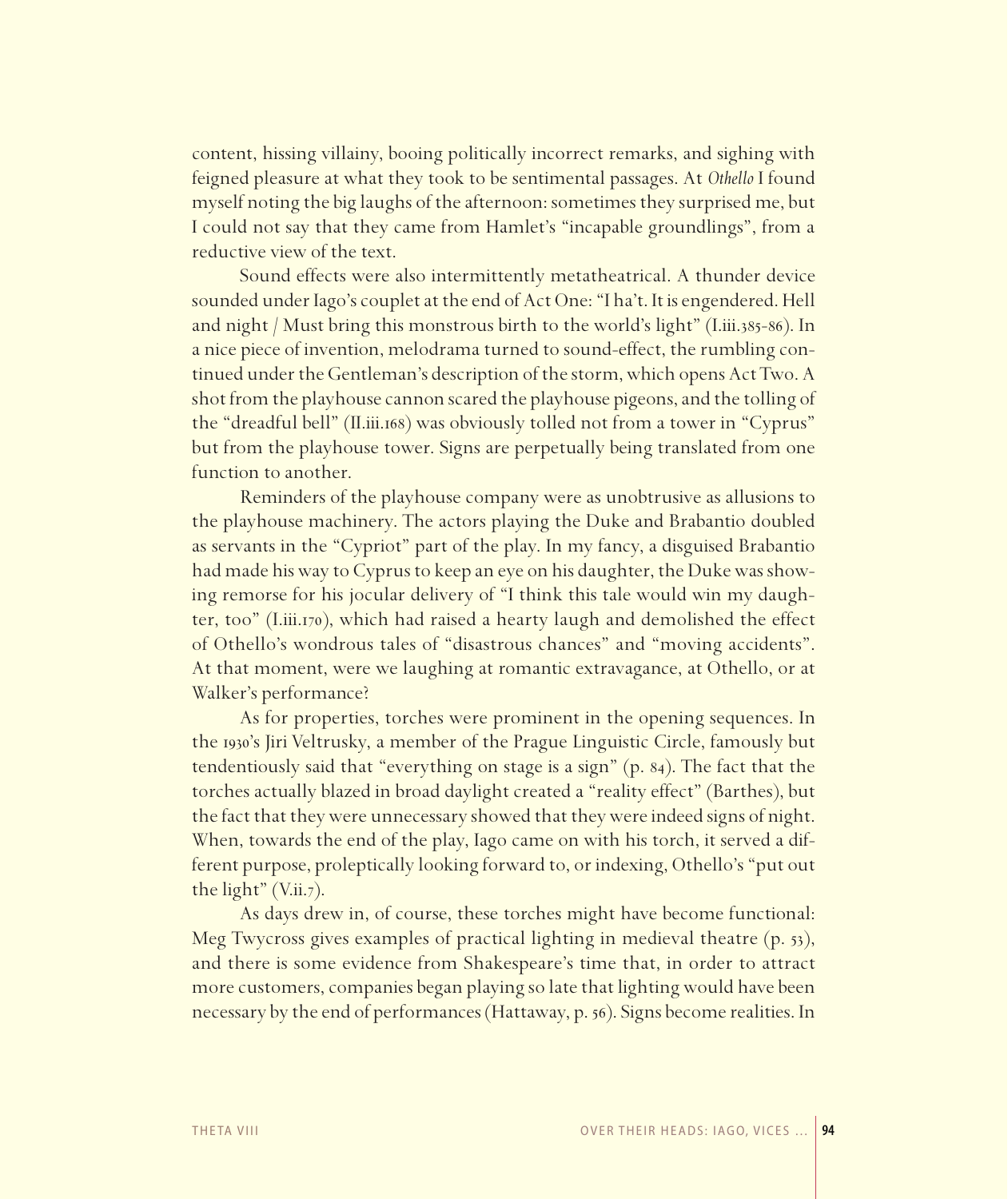content, hissing villainy, booing politically incorrect remarks, and sighing with feigned pleasure at what they took to be sentimental passages. At *Othello* I found myself noting the big laughs of the afternoon: sometimes they surprised me, but I could not say that they came from Hamlet's "incapable groundlings", from a reductive view of the text.

Sound effects were also intermittently metatheatrical. A thunder device sounded under Iago's couplet at the end of Act One: "I ha't. It is engendered. Hell and night / Must bring this monstrous birth to the world's light" (I.iii.385-86). In a nice piece of invention, melodrama turned to sound-effect, the rumbling continued under the Gentleman's description of the storm, which opens Act Two. A shot from the playhouse cannon scared the playhouse pigeons, and the tolling of the "dreadful bell" (II.iii.168) was obviously tolled not from a tower in "Cyprus" but from the playhouse tower. Signs are perpetually being translated from one function to another.

Reminders of the playhouse company were as unobtrusive as allusions to the playhouse machinery. The actors playing the Duke and Brabantio doubled as servants in the "Cypriot" part of the play. In my fancy, a disguised Brabantio had made his way to Cyprus to keep an eye on his daughter, the Duke was showing remorse for his jocular delivery of "I think this tale would win my daughter, too" (I.iii.170), which had raised a hearty laugh and demolished the effect of Othello's wondrous tales of "disastrous chances" and "moving accidents". At that moment, were we laughing at romantic extravagance, at Othello, or at Walker's performance?

As for properties, torches were prominent in the opening sequences. In the 1930's Jiri Veltrusky, a member of the Prague Linguistic Circle, famously but tendentiously said that "everything on stage is a sign" (p. 84). The fact that the torches actually blazed in broad daylight created a "reality effect" (Barthes), but the fact that they were unnecessary showed that they were indeed signs of night. When, towards the end of the play, Iago came on with his torch, it served a different purpose, proleptically looking forward to, or indexing, Othello's "put out the light" (V.ii.7).

As days drew in, of course, these torches might have become functional: Meg Twycross gives examples of practical lighting in medieval theatre (p. 53), and there is some evidence from Shakespeare's time that, in order to attract more customers, companies began playing so late that lighting would have been necessary by the end of performances (Hattaway, p. 56). Signs become realities. In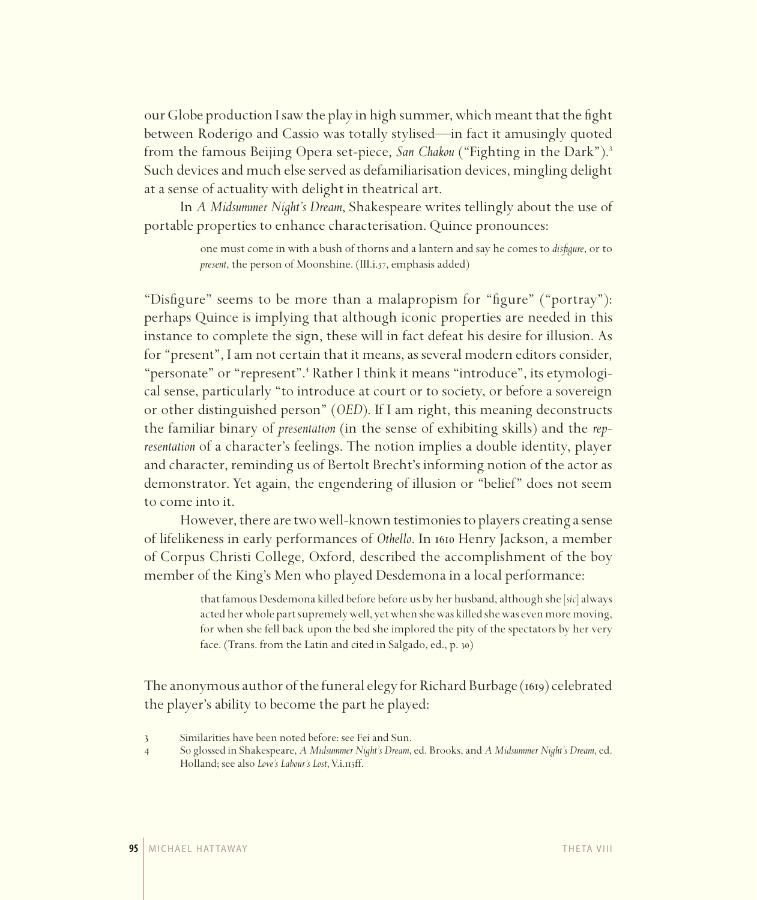our Globe production I saw the play in high summer, which meant that the fight between Roderigo and Cassio was totally stylised—in fact it amusingly quoted from the famous Beijing Opera set-piece, *San Chakou* ("Fighting in the Dark").[3] Such devices and much else served as defamiliarisation devices, mingling delight at a sense of actuality with delight in theatrical art.

In *A Midsummer Night's Dream*, Shakespeare writes tellingly about the use of portable properties to enhance characterisation. Quince pronounces:

> one must come in with a bush of thorns and a lantern and say he comes to *disfigure*, or to *present*, the person of Moonshine. (III.i.57, emphasis added)

"Disfigure" seems to be more than a malapropism for "figure" ("portray"): perhaps Quince is implying that although iconic properties are needed in this instance to complete the sign, these will in fact defeat his desire for illusion. As for "present", I am not certain that it means, as several modern editors consider, "personate" or "represent".[4] Rather I think it means "introduce", its etymological sense, particularly "to introduce at court or to society, or before a sovereign or other distinguished person" (*OED*). If I am right, this meaning deconstructs the familiar binary of *presentation* (in the sense of exhibiting skills) and the *representation* of a character's feelings. The notion implies a double identity, player and character, reminding us of Bertolt Brecht's informing notion of the actor as demonstrator. Yet again, the engendering of illusion or "belief" does not seem to come into it.

However, there are two well-known testimonies to players creating a sense of lifelikeness in early performances of *Othello*. In 1610 Henry Jackson, a member of Corpus Christi College, Oxford, described the accomplishment of the boy member of the King's Men who played Desdemona in a local performance:

> that famous Desdemona killed before before us by her husband, although she [*sic*] always acted her whole part supremely well, yet when she was killed she was even more moving, for when she fell back upon the bed she implored the pity of the spectators by her very face. (Trans. from the Latin and cited in Salgado, ed., p. 30)

The anonymous author of the funeral elegy for Richard Burbage (1619) celebrated the player's ability to become the part he played:

3 Similarities have been noted before: see Fei and Sun.

4 So glossed in Shakespeare, *A Midsummer Night's Dream*, ed. Brooks, and *A Midsummer Night's Dream*, ed. Holland; see also *Love's Labour's Lost*, V.i.115ff.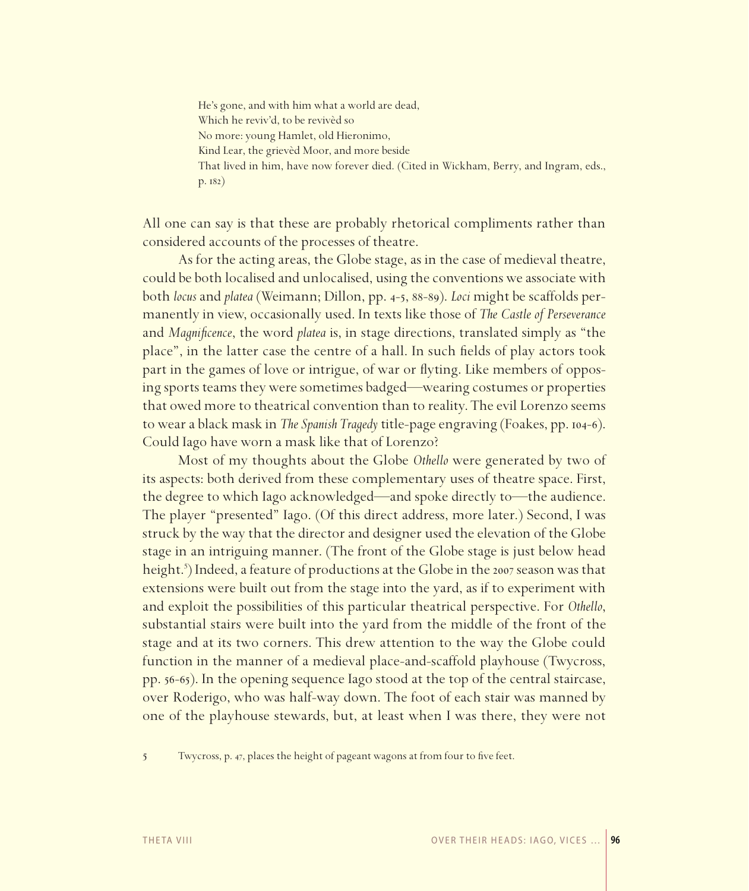> He's gone, and with him what a world are dead,
> Which he reviv'd, to be revivèd so
> No more: young Hamlet, old Hieronimo,
> Kind Lear, the grievèd Moor, and more beside
> That lived in him, have now forever died. (Cited in Wickham, Berry, and Ingram, eds., p. 182)

All one can say is that these are probably rhetorical compliments rather than considered accounts of the processes of theatre.

As for the acting areas, the Globe stage, as in the case of medieval theatre, could be both localised and unlocalised, using the conventions we associate with both *locus* and *platea* (Weimann; Dillon, pp. 4-5, 88-89). *Loci* might be scaffolds permanently in view, occasionally used. In texts like those of *The Castle of Perseverance* and *Magnificence*, the word *platea* is, in stage directions, translated simply as "the place", in the latter case the centre of a hall. In such fields of play actors took part in the games of love or intrigue, of war or flyting. Like members of opposing sports teams they were sometimes badged—wearing costumes or properties that owed more to theatrical convention than to reality. The evil Lorenzo seems to wear a black mask in *The Spanish Tragedy* title-page engraving (Foakes, pp. 104-6). Could Iago have worn a mask like that of Lorenzo?

Most of my thoughts about the Globe *Othello* were generated by two of its aspects: both derived from these complementary uses of theatre space. First, the degree to which Iago acknowledged—and spoke directly to—the audience. The player "presented" Iago. (Of this direct address, more later.) Second, I was struck by the way that the director and designer used the elevation of the Globe stage in an intriguing manner. (The front of the Globe stage is just below head height.[5]) Indeed, a feature of productions at the Globe in the 2007 season was that extensions were built out from the stage into the yard, as if to experiment with and exploit the possibilities of this particular theatrical perspective. For *Othello*, substantial stairs were built into the yard from the middle of the front of the stage and at its two corners. This drew attention to the way the Globe could function in the manner of a medieval place-and-scaffold playhouse (Twycross, pp. 56-65). In the opening sequence Iago stood at the top of the central staircase, over Roderigo, who was half-way down. The foot of each stair was manned by one of the playhouse stewards, but, at least when I was there, they were not

5 Twycross, p. 47, places the height of pageant wagons at from four to five feet.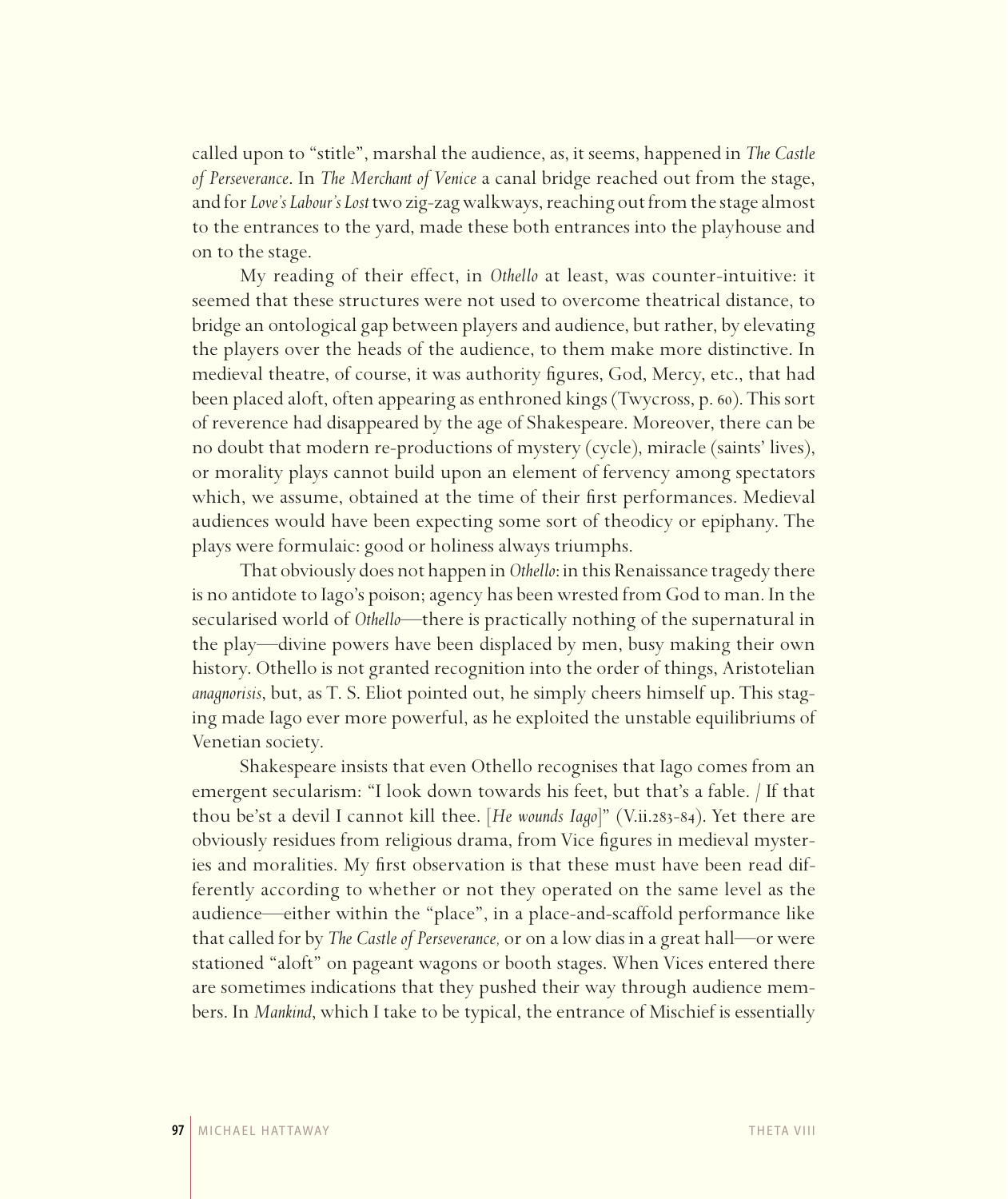called upon to "stitle", marshal the audience, as, it seems, happened in *The Castle of Perseverance*. In *The Merchant of Venice* a canal bridge reached out from the stage, and for *Love's Labour's Lost* two zig-zag walkways, reaching out from the stage almost to the entrances to the yard, made these both entrances into the playhouse and on to the stage.

My reading of their effect, in *Othello* at least, was counter-intuitive: it seemed that these structures were not used to overcome theatrical distance, to bridge an ontological gap between players and audience, but rather, by elevating the players over the heads of the audience, to them make more distinctive. In medieval theatre, of course, it was authority figures, God, Mercy, etc., that had been placed aloft, often appearing as enthroned kings (Twycross, p. 60). This sort of reverence had disappeared by the age of Shakespeare. Moreover, there can be no doubt that modern re-productions of mystery (cycle), miracle (saints' lives), or morality plays cannot build upon an element of fervency among spectators which, we assume, obtained at the time of their first performances. Medieval audiences would have been expecting some sort of theodicy or epiphany. The plays were formulaic: good or holiness always triumphs.

That obviously does not happen in *Othello*: in this Renaissance tragedy there is no antidote to Iago's poison; agency has been wrested from God to man. In the secularised world of *Othello*—there is practically nothing of the supernatural in the play—divine powers have been displaced by men, busy making their own history. Othello is not granted recognition into the order of things, Aristotelian *anagnorisis*, but, as T. S. Eliot pointed out, he simply cheers himself up. This staging made Iago ever more powerful, as he exploited the unstable equilibriums of Venetian society.

Shakespeare insists that even Othello recognises that Iago comes from an emergent secularism: "I look down towards his feet, but that's a fable. / If that thou be'st a devil I cannot kill thee. [*He wounds Iago*]" (V.ii.283-84). Yet there are obviously residues from religious drama, from Vice figures in medieval mysteries and moralities. My first observation is that these must have been read differently according to whether or not they operated on the same level as the audience—either within the "place", in a place-and-scaffold performance like that called for by *The Castle of Perseverance,* or on a low dias in a great hall—or were stationed "aloft" on pageant wagons or booth stages. When Vices entered there are sometimes indications that they pushed their way through audience members. In *Mankind*, which I take to be typical, the entrance of Mischief is essentially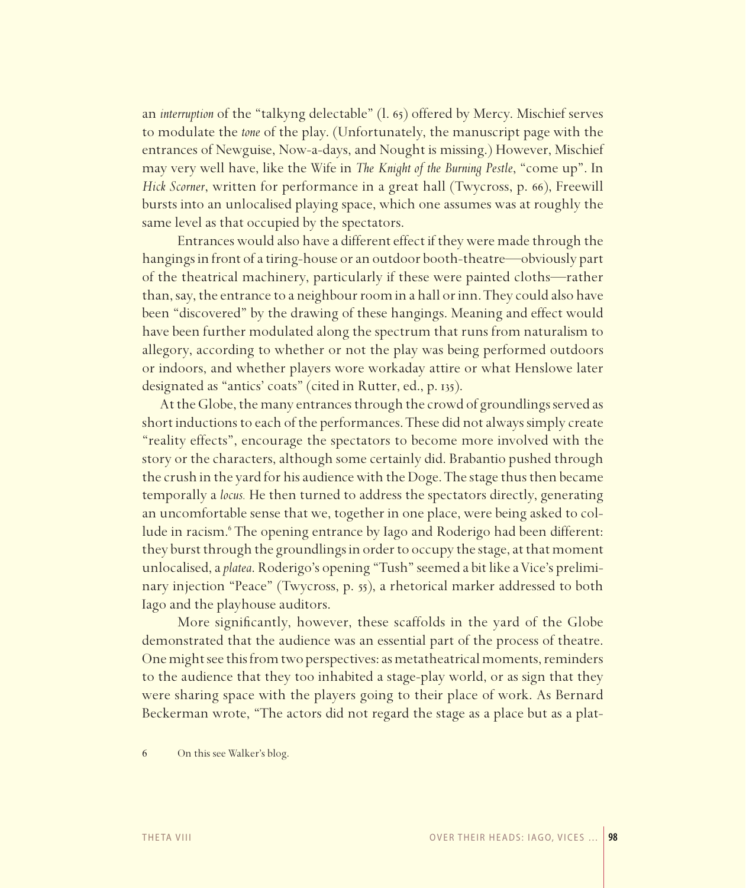an *interruption* of the "talkyng delectable" (l. 65) offered by Mercy. Mischief serves to modulate the *tone* of the play. (Unfortunately, the manuscript page with the entrances of Newguise, Now-a-days, and Nought is missing.) However, Mischief may very well have, like the Wife in *The Knight of the Burning Pestle*, "come up". In *Hick Scorner*, written for performance in a great hall (Twycross, p. 66), Freewill bursts into an unlocalised playing space, which one assumes was at roughly the same level as that occupied by the spectators.

Entrances would also have a different effect if they were made through the hangings in front of a tiring-house or an outdoor booth-theatre—obviously part of the theatrical machinery, particularly if these were painted cloths—rather than, say, the entrance to a neighbour room in a hall or inn. They could also have been "discovered" by the drawing of these hangings. Meaning and effect would have been further modulated along the spectrum that runs from naturalism to allegory, according to whether or not the play was being performed outdoors or indoors, and whether players wore workaday attire or what Henslowe later designated as "antics' coats" (cited in Rutter, ed., p. 135).

At the Globe, the many entrances through the crowd of groundlings served as short inductions to each of the performances. These did not always simply create "reality effects", encourage the spectators to become more involved with the story or the characters, although some certainly did. Brabantio pushed through the crush in the yard for his audience with the Doge. The stage thus then became temporally a *locus.* He then turned to address the spectators directly, generating an uncomfortable sense that we, together in one place, were being asked to collude in racism.[6] The opening entrance by Iago and Roderigo had been different: they burst through the groundlings in order to occupy the stage, at that moment unlocalised, a *platea*. Roderigo's opening "Tush" seemed a bit like a Vice's preliminary injection "Peace" (Twycross, p. 55), a rhetorical marker addressed to both Iago and the playhouse auditors.

More significantly, however, these scaffolds in the yard of the Globe demonstrated that the audience was an essential part of the process of theatre. One might see this from two perspectives: as metatheatrical moments, reminders to the audience that they too inhabited a stage-play world, or as sign that they were sharing space with the players going to their place of work. As Bernard Beckerman wrote, "The actors did not regard the stage as a place but as a plat-

6 On this see Walker's blog.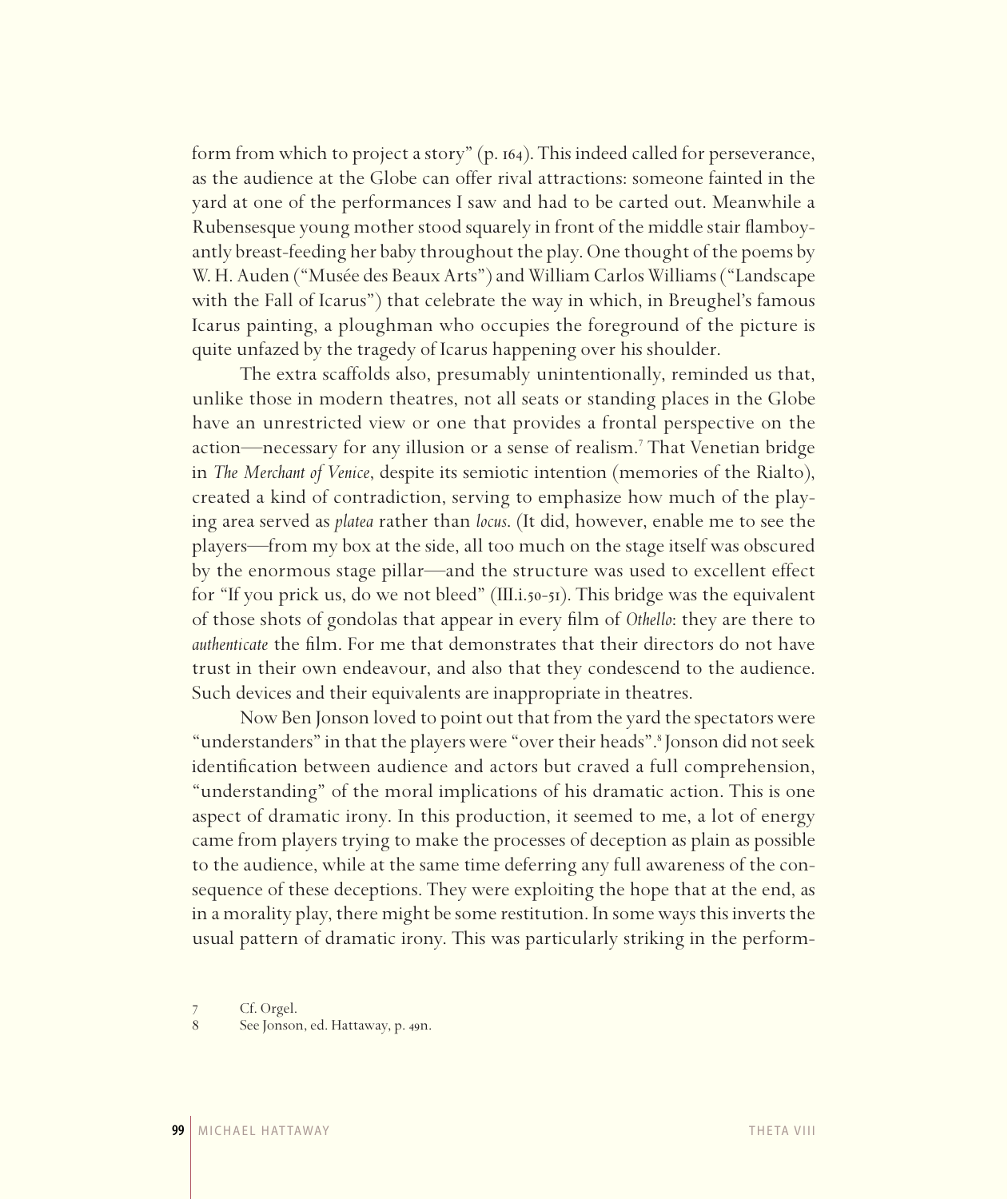form from which to project a story" (p. 164). This indeed called for perseverance, as the audience at the Globe can offer rival attractions: someone fainted in the yard at one of the performances I saw and had to be carted out. Meanwhile a Rubensesque young mother stood squarely in front of the middle stair flamboyantly breast-feeding her baby throughout the play. One thought of the poems by W. H. Auden ("Musée des Beaux Arts") and William Carlos Williams ("Landscape with the Fall of Icarus") that celebrate the way in which, in Breughel's famous Icarus painting, a ploughman who occupies the foreground of the picture is quite unfazed by the tragedy of Icarus happening over his shoulder.

The extra scaffolds also, presumably unintentionally, reminded us that, unlike those in modern theatres, not all seats or standing places in the Globe have an unrestricted view or one that provides a frontal perspective on the action—necessary for any illusion or a sense of realism.[7] That Venetian bridge in *The Merchant of Venice*, despite its semiotic intention (memories of the Rialto), created a kind of contradiction, serving to emphasize how much of the playing area served as *platea* rather than *locus*. (It did, however, enable me to see the players—from my box at the side, all too much on the stage itself was obscured by the enormous stage pillar—and the structure was used to excellent effect for "If you prick us, do we not bleed" (III.i.50-51). This bridge was the equivalent of those shots of gondolas that appear in every film of *Othello*: they are there to *authenticate* the film. For me that demonstrates that their directors do not have trust in their own endeavour, and also that they condescend to the audience. Such devices and their equivalents are inappropriate in theatres.

Now Ben Jonson loved to point out that from the yard the spectators were "understanders" in that the players were "over their heads".[8] Jonson did not seek identification between audience and actors but craved a full comprehension, "understanding" of the moral implications of his dramatic action. This is one aspect of dramatic irony. In this production, it seemed to me, a lot of energy came from players trying to make the processes of deception as plain as possible to the audience, while at the same time deferring any full awareness of the consequence of these deceptions. They were exploiting the hope that at the end, as in a morality play, there might be some restitution. In some ways this inverts the usual pattern of dramatic irony. This was particularly striking in the perform-

7 Cf. Orgel.

8 See Jonson, ed. Hattaway, p. 49n.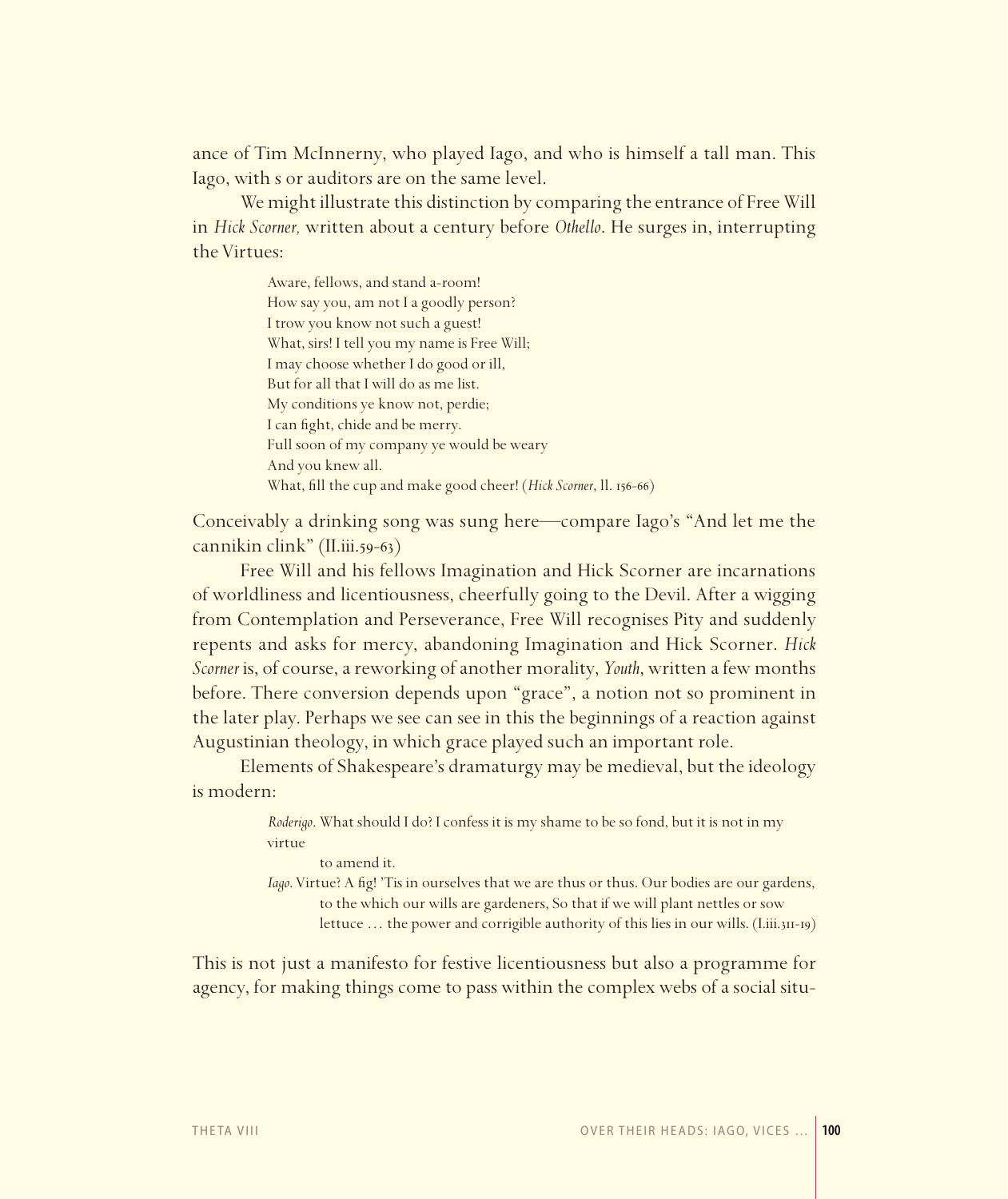ance of Tim McInnerny, who played Iago, and who is himself a tall man. This Iago, with s or auditors are on the same level.

We might illustrate this distinction by comparing the entrance of Free Will in *Hick Scorner,* written about a century before *Othello*. He surges in, interrupting the Virtues:

> Aware, fellows, and stand a-room!
> How say you, am not I a goodly person?
> I trow you know not such a guest!
> What, sirs! I tell you my name is Free Will;
> I may choose whether I do good or ill,
> But for all that I will do as me list.
> My conditions ye know not, perdie;
> I can fight, chide and be merry.
> Full soon of my company ye would be weary
> And you knew all.
> What, fill the cup and make good cheer! (*Hick Scorner*, ll. 156-66)

Conceivably a drinking song was sung here—compare Iago's "And let me the cannikin clink" (II.iii.59-63)

Free Will and his fellows Imagination and Hick Scorner are incarnations of worldliness and licentiousness, cheerfully going to the Devil. After a wigging from Contemplation and Perseverance, Free Will recognises Pity and suddenly repents and asks for mercy, abandoning Imagination and Hick Scorner. *Hick Scorner* is, of course, a reworking of another morality, *Youth*, written a few months before. There conversion depends upon "grace", a notion not so prominent in the later play. Perhaps we see can see in this the beginnings of a reaction against Augustinian theology, in which grace played such an important role.

Elements of Shakespeare's dramaturgy may be medieval, but the ideology is modern:

> *Roderigo*. What should I do? I confess it is my shame to be so fond, but it is not in my virtue
> to amend it.
> *Iago*. Virtue? A fig! 'Tis in ourselves that we are thus or thus. Our bodies are our gardens, to the which our wills are gardeners, So that if we will plant nettles or sow lettuce … the power and corrigible authority of this lies in our wills. (I.iii.311-19)

This is not just a manifesto for festive licentiousness but also a programme for agency, for making things come to pass within the complex webs of a social situ-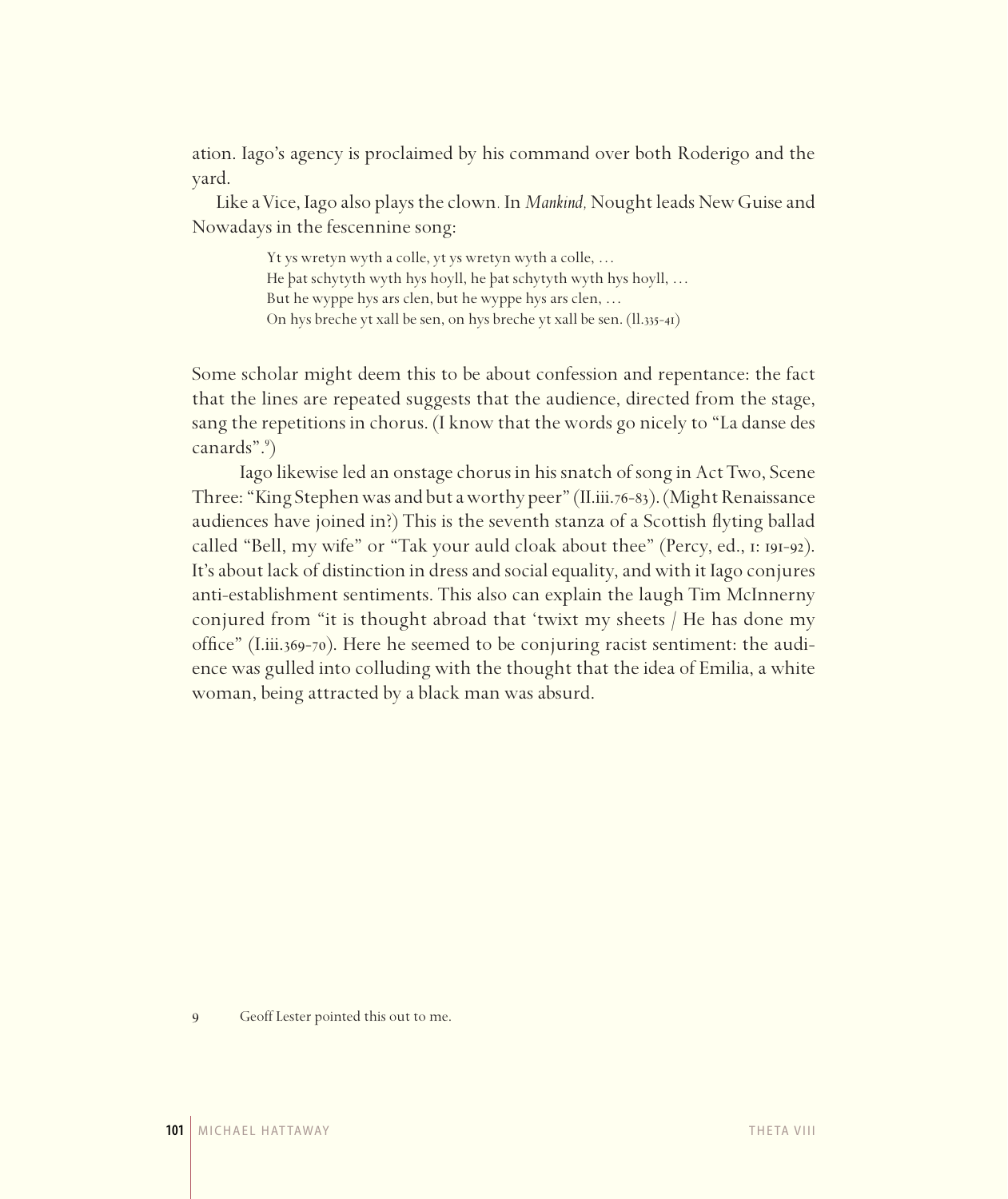ation. Iago's agency is proclaimed by his command over both Roderigo and the yard.

Like a Vice, Iago also plays the clown. In *Mankind,* Nought leads New Guise and Nowadays in the fescennine song:

> Yt ys wretyn wyth a colle, yt ys wretyn wyth a colle, …
> He þat schytyth wyth hys hoyll, he þat schytyth wyth hys hoyll, …
> But he wyppe hys ars clen, but he wyppe hys ars clen, …
> On hys breche yt xall be sen, on hys breche yt xall be sen. (ll.335-41)

Some scholar might deem this to be about confession and repentance: the fact that the lines are repeated suggests that the audience, directed from the stage, sang the repetitions in chorus. (I know that the words go nicely to "La danse des canards".[9])

Iago likewise led an onstage chorus in his snatch of song in Act Two, Scene Three: "King Stephen was and but a worthy peer" (II.iii.76-83). (Might Renaissance audiences have joined in?) This is the seventh stanza of a Scottish flyting ballad called "Bell, my wife" or "Tak your auld cloak about thee" (Percy, ed., 1: 191-92). It's about lack of distinction in dress and social equality, and with it Iago conjures anti-establishment sentiments. This also can explain the laugh Tim McInnerny conjured from "it is thought abroad that 'twixt my sheets / He has done my office" (I.iii.369-70). Here he seemed to be conjuring racist sentiment: the audience was gulled into colluding with the thought that the idea of Emilia, a white woman, being attracted by a black man was absurd.

9 Geoff Lester pointed this out to me.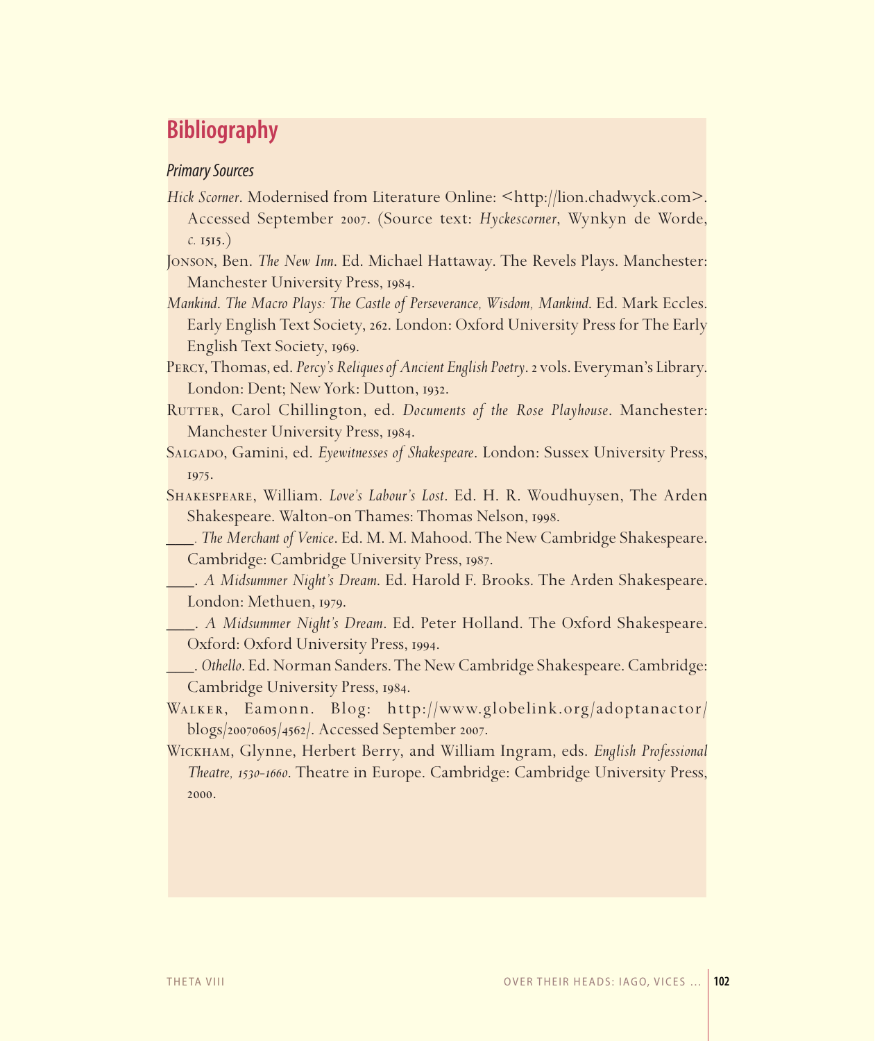## Bibliography

### *Primary Sources*

*Hick Scorner*. Modernised from Literature Online: <http://lion.chadwyck.com>. Accessed September 2007. (Source text: *Hyckescorner*, Wynkyn de Worde, *c.* 1515.)

Jonson, Ben. *The New Inn*. Ed. Michael Hattaway. The Revels Plays. Manchester: Manchester University Press, 1984.

*Mankind*. *The Macro Plays: The Castle of Perseverance, Wisdom, Mankind*. Ed. Mark Eccles. Early English Text Society, 262. London: Oxford University Press for The Early English Text Society, 1969.

Percy, Thomas, ed. *Percy's Reliques of Ancient English Poetry*. 2 vols. Everyman's Library. London: Dent; New York: Dutton, 1932.

Rutter, Carol Chillington, ed. *Documents of the Rose Playhouse*. Manchester: Manchester University Press, 1984.

Salgado, Gamini, ed. *Eyewitnesses of Shakespeare*. London: Sussex University Press, 1975.

Shakespeare, William. *Love's Labour's Lost*. Ed. H. R. Woudhuysen, The Arden Shakespeare. Walton-on Thames: Thomas Nelson, 1998.

\_\_\_\_. *The Merchant of Venice*. Ed. M. M. Mahood. The New Cambridge Shakespeare. Cambridge: Cambridge University Press, 1987.

\_\_\_\_. *A Midsummer Night's Dream*. Ed. Harold F. Brooks. The Arden Shakespeare. London: Methuen, 1979.

\_\_\_\_. *A Midsummer Night's Dream*. Ed. Peter Holland. The Oxford Shakespeare. Oxford: Oxford University Press, 1994.

\_\_\_\_. *Othello*. Ed. Norman Sanders. The New Cambridge Shakespeare. Cambridge: Cambridge University Press, 1984.

Walker, Eamonn. Blog: http://www.globelink.org/adoptanactor/blogs/20070605/4562/. Accessed September 2007.

Wickham, Glynne, Herbert Berry, and William Ingram, eds. *English Professional Theatre, 1530-1660*. Theatre in Europe. Cambridge: Cambridge University Press, 2000.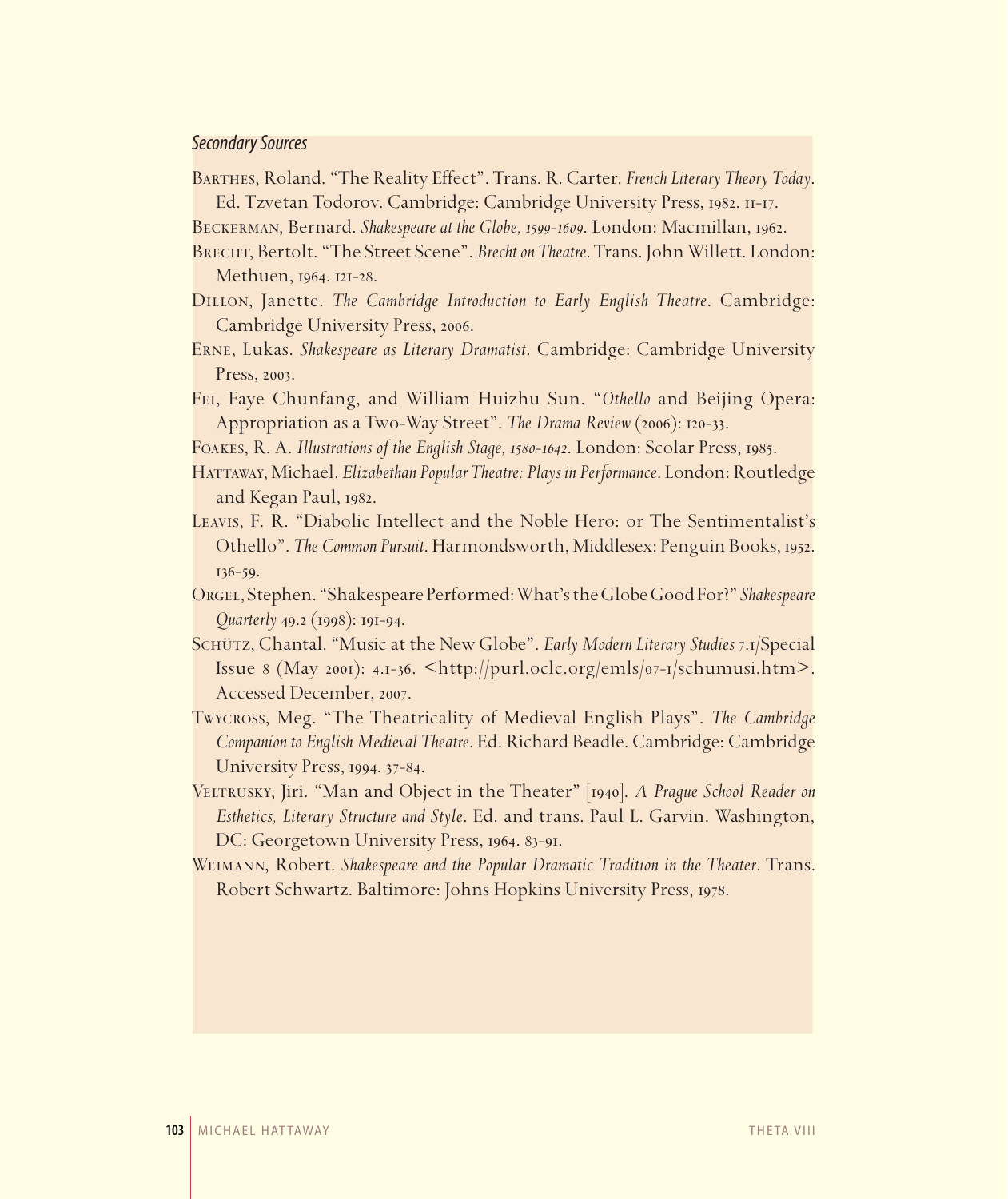### *Secondary Sources*

Barthes, Roland. "The Reality Effect". Trans. R. Carter. *French Literary Theory Today*. Ed. Tzvetan Todorov. Cambridge: Cambridge University Press, 1982. 11-17.

Beckerman, Bernard. *Shakespeare at the Globe, 1599-1609*. London: Macmillan, 1962.

Brecht, Bertolt. "The Street Scene". *Brecht on Theatre*. Trans. John Willett. London: Methuen, 1964. 121-28.

Dillon, Janette. *The Cambridge Introduction to Early English Theatre*. Cambridge: Cambridge University Press, 2006.

Erne, Lukas. *Shakespeare as Literary Dramatist*. Cambridge: Cambridge University Press, 2003.

Fei, Faye Chunfang, and William Huizhu Sun. "*Othello* and Beijing Opera: Appropriation as a Two-Way Street". *The Drama Review* (2006): 120-33.

Foakes, R. A. *Illustrations of the English Stage, 1580-1642*. London: Scolar Press, 1985.

Hattaway, Michael. *Elizabethan Popular Theatre: Plays in Performance*. London: Routledge and Kegan Paul, 1982.

Leavis, F. R. "Diabolic Intellect and the Noble Hero: or The Sentimentalist's Othello". *The Common Pursuit*. Harmondsworth, Middlesex: Penguin Books, 1952. 136-59.

Orgel, Stephen. "Shakespeare Performed: What's the Globe Good For?" *Shakespeare Quarterly* 49.2 (1998): 191-94.

Schütz, Chantal. "Music at the New Globe". *Early Modern Literary Studies* 7.1/Special Issue 8 (May 2001): 4.1-36. <http://purl.oclc.org/emls/07-1/schumusi.htm>. Accessed December, 2007.

Twycross, Meg. "The Theatricality of Medieval English Plays". *The Cambridge Companion to English Medieval Theatre*. Ed. Richard Beadle. Cambridge: Cambridge University Press, 1994. 37-84.

Veltrusky, Jiri. "Man and Object in the Theater" [1940]. *A Prague School Reader on Esthetics, Literary Structure and Style*. Ed. and trans. Paul L. Garvin. Washington, DC: Georgetown University Press, 1964. 83-91.

Weimann, Robert. *Shakespeare and the Popular Dramatic Tradition in the Theater*. Trans. Robert Schwartz. Baltimore: Johns Hopkins University Press, 1978.